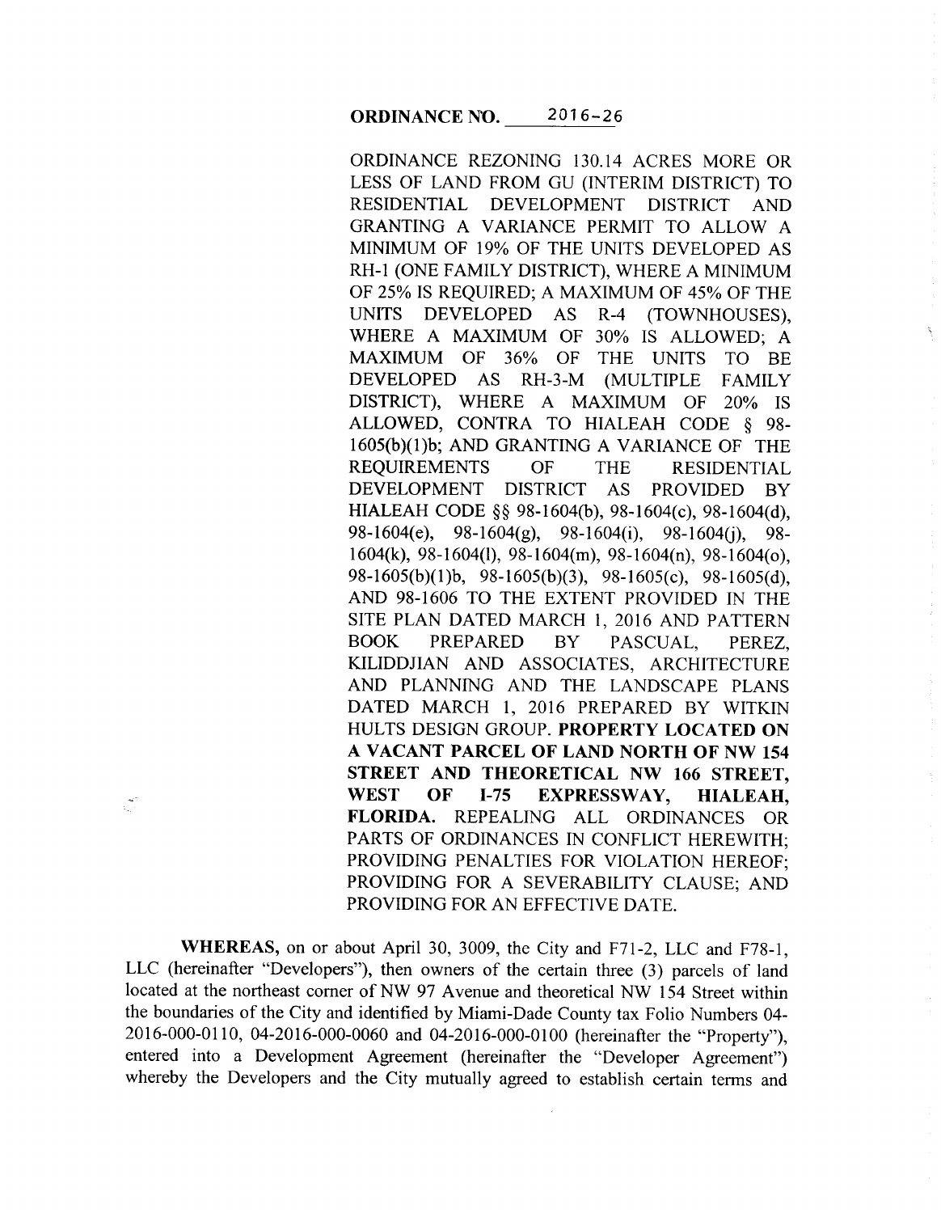**ORDINANCE NO. 2016-26**

ORDINANCE REZONING 130.14 ACRES MORE OR LESS OF LAND FROM GU (INTERIM DISTRICT) TO RESIDENTIAL DEVELOPMENT DISTRICT AND GRANTING A VARIANCE PERMIT TO ALLOW A MINIMUM OF 19% OF THE UNITS DEVELOPED AS RH-1 (ONE FAMILY DISTRICT), WHERE A MINIMUM OF 25% IS REQUIRED; A MAXIMUM OF 45% OF THE UNITS DEVELOPED AS R-4 (TOWNHOUSES), WHERE A MAXIMUM OF 30% IS ALLOWED; A MAXIMUM OF 36% OF THE UNITS TO BE DEVELOPED AS RH-3-M (MULTIPLE FAMILY DISTRICT), WHERE A MAXIMUM OF 20% IS ALLOWED, CONTRA TO HIALEAH CODE § 98-1605(b)(1)b; AND GRANTING A VARIANCE OF THE REQUIREMENTS OF THE RESIDENTIAL DEVELOPMENT DISTRICT AS PROVIDED BY HIALEAH CODE §§ 98-1604(b), 98-1604(c), 98-1604(d), 98-1604(e), 98-1604(g), 98-1604(i), 98-1604(j), 98-1604(k), 98-1604(l), 98-1604(m), 98-1604(n), 98-1604(o), 98-1605(b)(1)b, 98-1605(b)(3), 98-1605(c), 98-1605(d), AND 98-1606 TO THE EXTENT PROVIDED IN THE SITE PLAN DATED MARCH 1, 2016 AND PATTERN BOOK PREPARED BY PASCUAL, PEREZ, KILIDDJIAN AND ASSOCIATES, ARCHITECTURE AND PLANNING AND THE LANDSCAPE PLANS DATED MARCH 1, 2016 PREPARED BY WITKIN HULTS DESIGN GROUP. **PROPERTY LOCATED ON A VACANT PARCEL OF LAND NORTH OF NW 154 STREET AND THEORETICAL NW 166 STREET, WEST OF I-75 EXPRESSWAY, HIALEAH, FLORIDA.** REPEALING ALL ORDINANCES OR PARTS OF ORDINANCES IN CONFLICT HEREWITH; PROVIDING PENALTIES FOR VIOLATION HEREOF; PROVIDING FOR A SEVERABILITY CLAUSE; AND PROVIDING FOR AN EFFECTIVE DATE.

**WHEREAS,** on or about April 30, 3009, the City and F71-2, LLC and F78-1, LLC (hereinafter "Developers"), then owners of the certain three (3) parcels of land located at the northeast corner of NW 97 Avenue and theoretical NW 154 Street within the boundaries of the City and identified by Miami-Dade County tax Folio Numbers 04-2016-000-0110, 04-2016-000-0060 and 04-2016-000-0100 (hereinafter the "Property"), entered into a Development Agreement (hereinafter the "Developer Agreement") whereby the Developers and the City mutually agreed to establish certain terms and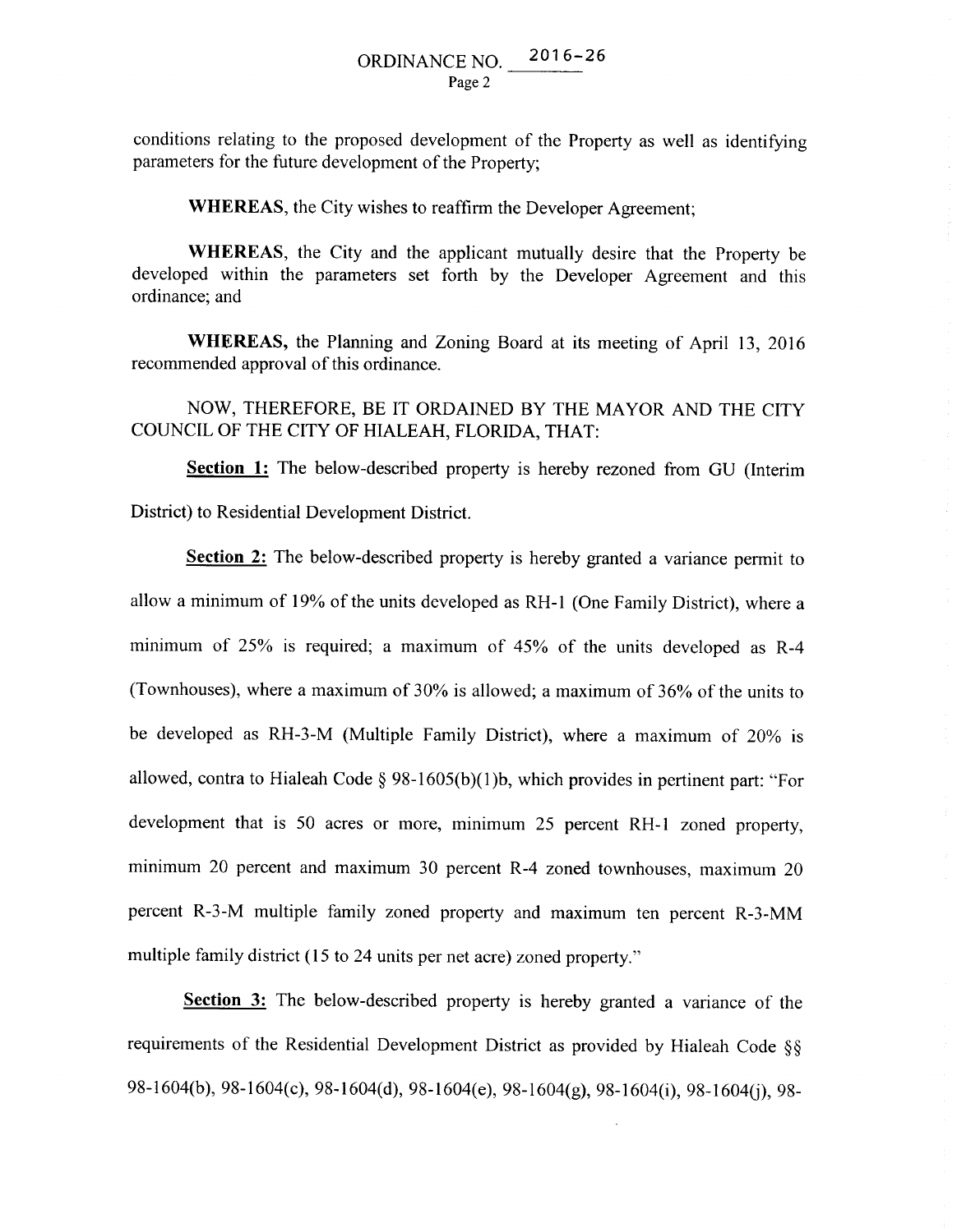conditions relating to the proposed development of the Property as well as identifying parameters for the future development of the Property;

**WHEREAS**, the City wishes to reaffirm the Developer Agreement;

**WHEREAS**, the City and the applicant mutually desire that the Property be developed within the parameters set forth by the Developer Agreement and this ordinance; and

**WHEREAS,** the Planning and Zoning Board at its meeting of April 13, 2016 recommended approval of this ordinance.

NOW, THEREFORE, BE IT ORDAINED BY THE MAYOR AND THE CITY COUNCIL OF THE CITY OF HIALEAH, FLORIDA, THAT:

**Section 1:** The below-described property is hereby rezoned from GU (Interim District) to Residential Development District.

**Section 2:** The below-described property is hereby granted a variance permit to allow a minimum of 19% of the units developed as RH-1 (One Family District), where a minimum of 25% is required; a maximum of 45% of the units developed as R-4 (Townhouses), where a maximum of 30% is allowed; a maximum of 36% of the units to be developed as RH-3-M (Multiple Family District), where a maximum of 20% is allowed, contra to Hialeah Code § 98-1605(b)(1)b, which provides in pertinent part: "For development that is 50 acres or more, minimum 25 percent RH-1 zoned property, minimum 20 percent and maximum 30 percent R-4 zoned townhouses, maximum 20 percent R-3-M multiple family zoned property and maximum ten percent R-3-MM multiple family district (15 to 24 units per net acre) zoned property."

**Section 3:** The below-described property is hereby granted a variance of the requirements of the Residential Development District as provided by Hialeah Code §§ 98-1604(b), 98-1604(c), 98-1604(d), 98-1604(e), 98-1604(g), 98-1604(i), 98-1604(j), 98-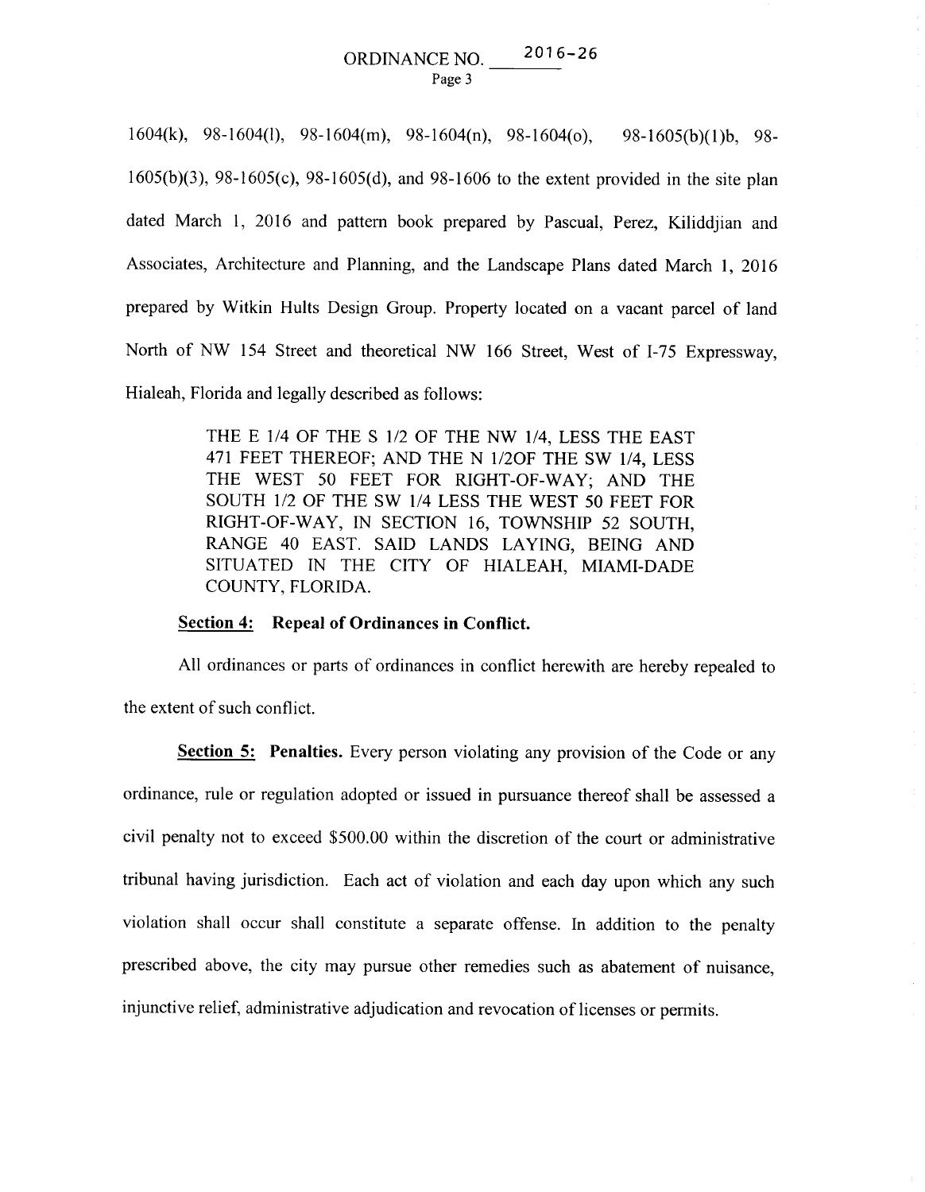1604(k), 98-1604(l), 98-1604(m), 98-1604(n), 98-1604(o), 98-1605(b)(1)b, 98-1605(b)(3), 98-1605(c), 98-1605(d), and 98-1606 to the extent provided in the site plan dated March 1, 2016 and pattern book prepared by Pascual, Perez, Kiliddjian and Associates, Architecture and Planning, and the Landscape Plans dated March 1, 2016 prepared by Witkin Hults Design Group. Property located on a vacant parcel of land North of NW 154 Street and theoretical NW 166 Street, West of I-75 Expressway, Hialeah, Florida and legally described as follows:

> THE E 1/4 OF THE S 1/2 OF THE NW 1/4, LESS THE EAST 471 FEET THEREOF; AND THE N 1/2OF THE SW 1/4, LESS THE WEST 50 FEET FOR RIGHT-OF-WAY; AND THE SOUTH 1/2 OF THE SW 1/4 LESS THE WEST 50 FEET FOR RIGHT-OF-WAY, IN SECTION 16, TOWNSHIP 52 SOUTH, RANGE 40 EAST. SAID LANDS LAYING, BEING AND SITUATED IN THE CITY OF HIALEAH, MIAMI-DADE COUNTY, FLORIDA.

**Section 4: Repeal of Ordinances in Conflict.**

All ordinances or parts of ordinances in conflict herewith are hereby repealed to the extent of such conflict.

**Section 5: Penalties.** Every person violating any provision of the Code or any ordinance, rule or regulation adopted or issued in pursuance thereof shall be assessed a civil penalty not to exceed $500.00 within the discretion of the court or administrative tribunal having jurisdiction. Each act of violation and each day upon which any such violation shall occur shall constitute a separate offense. In addition to the penalty prescribed above, the city may pursue other remedies such as abatement of nuisance, injunctive relief, administrative adjudication and revocation of licenses or permits.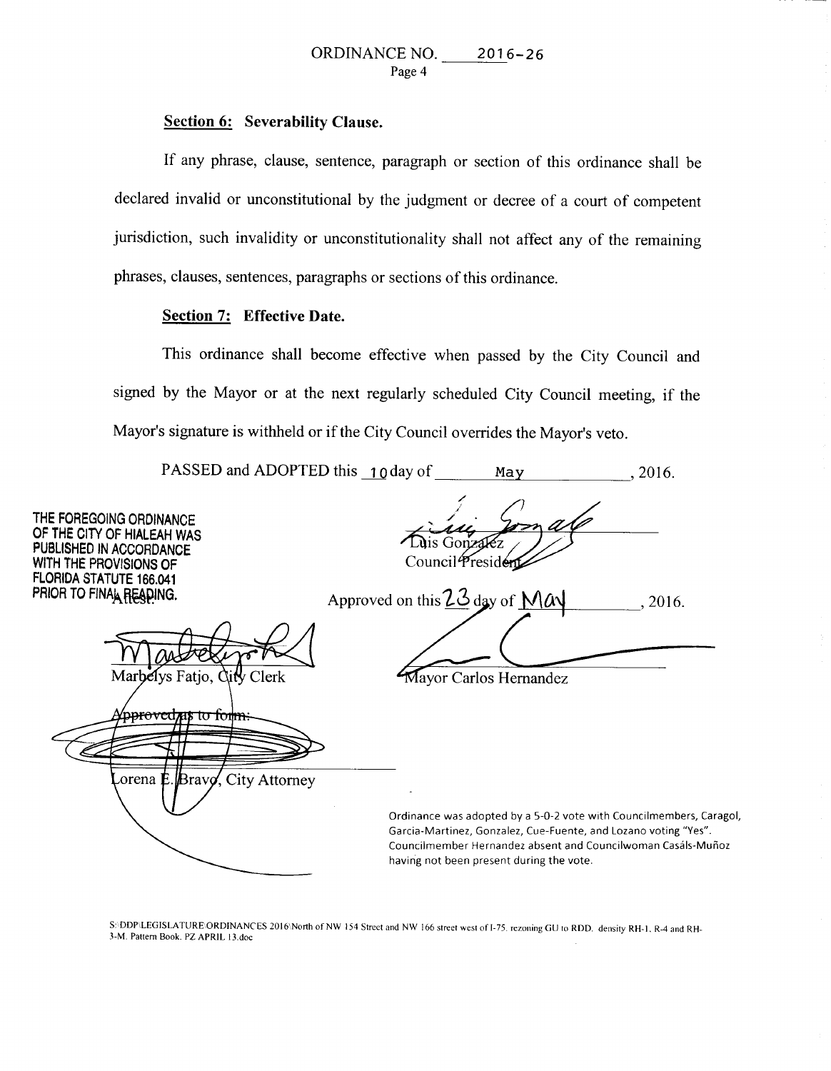ORDINANCE NO. 2016-26

**Section 6: Severability Clause.**

If any phrase, clause, sentence, paragraph or section of this ordinance shall be declared invalid or unconstitutional by the judgment or decree of a court of competent jurisdiction, such invalidity or unconstitutionality shall not affect any of the remaining phrases, clauses, sentences, paragraphs or sections of this ordinance.

**Section 7: Effective Date.**

This ordinance shall become effective when passed by the City Council and signed by the Mayor or at the next regularly scheduled City Council meeting, if the Mayor's signature is withheld or if the City Council overrides the Mayor's veto.

PASSED and ADOPTED this 10 day of May, 2016.

THE FOREGOING ORDINANCE OF THE CITY OF HIALEAH WAS PUBLISHED IN ACCORDANCE WITH THE PROVISIONS OF FLORIDA STATUTE 166.041 PRIOR TO FINAL READING.

Luis Gonzalez
Council President

Attest:

Approved on this 23 day of May, 2016.

Marbelys Fatjo, City Clerk

Mayor Carlos Hernandez

Approved as to form:

Lorena E. Bravo, City Attorney

Ordinance was adopted by a 5-0-2 vote with Councilmembers, Caragol, Garcia-Martinez, Gonzalez, Cue-Fuente, and Lozano voting "Yes". Councilmember Hernandez absent and Councilwoman Casáls-Muñoz having not been present during the vote.

S:\DDP\LEGISLATURE\ORDINANCES 2016\North of NW 154 Street and NW 166 street west of I-75. rezoning GU to RDD. density RH-1, R-4 and RH-3-M. Pattern Book. PZ APRIL 13.doc